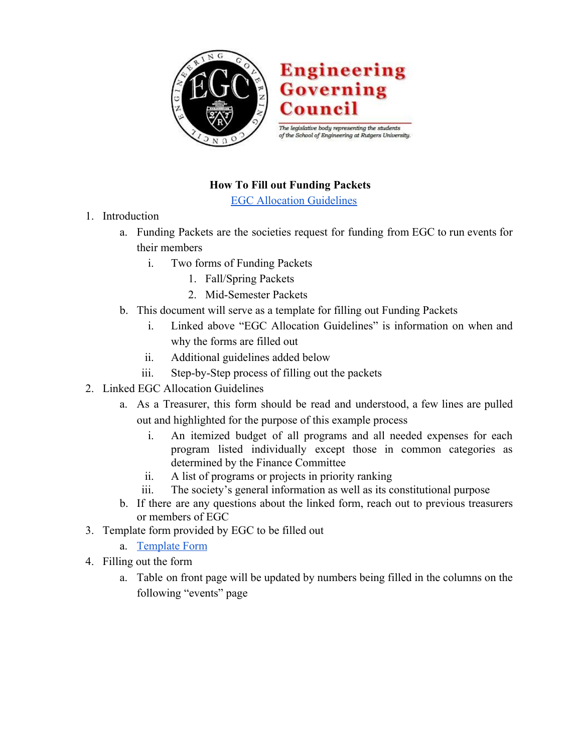**Engineering Governing Council**

*The legislative body representing the students of the School of Engineering at Rutgers University.*

**How To Fill out Funding Packets**

[EGC Allocation Guidelines]

1. Introduction
    a. Funding Packets are the societies request for funding from EGC to run events for their members
        i. Two forms of Funding Packets
            1. Fall/Spring Packets
            2. Mid-Semester Packets
    b. This document will serve as a template for filling out Funding Packets
        i. Linked above "EGC Allocation Guidelines" is information on when and why the forms are filled out
        ii. Additional guidelines added below
        iii. Step-by-Step process of filling out the packets
2. Linked EGC Allocation Guidelines
    a. As a Treasurer, this form should be read and understood, a few lines are pulled out and highlighted for the purpose of this example process
        i. An itemized budget of all programs and all needed expenses for each program listed individually except those in common categories as determined by the Finance Committee
        ii. A list of programs or projects in priority ranking
        iii. The society's general information as well as its constitutional purpose
    b. If there are any questions about the linked form, reach out to previous treasurers or members of EGC
3. Template form provided by EGC to be filled out
    a. [Template Form]
4. Filling out the form
    a. Table on front page will be updated by numbers being filled in the columns on the following "events" page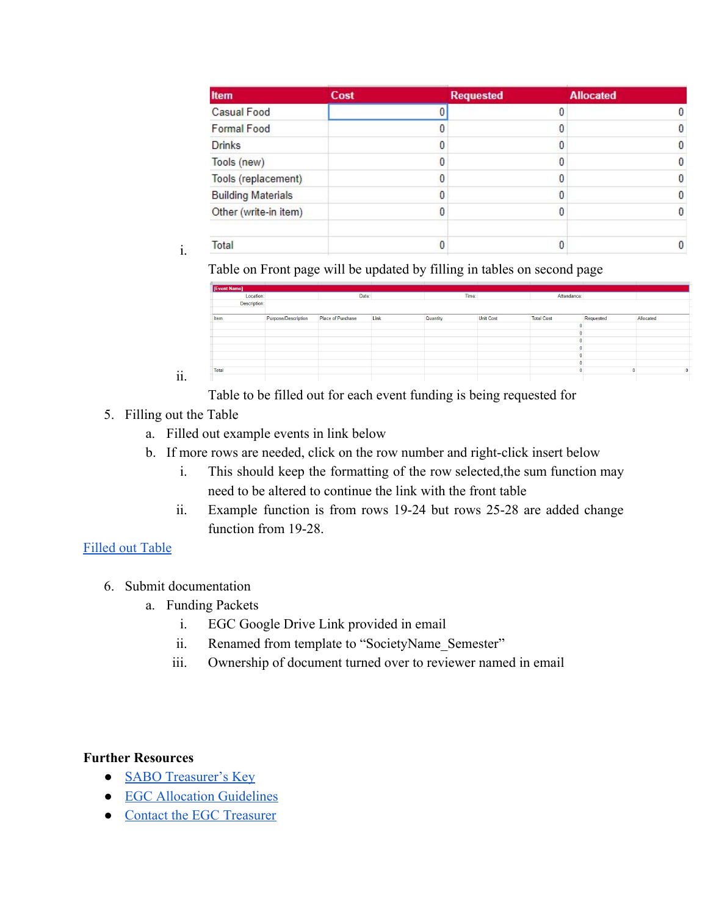i.

| Item | Cost | Requested | Allocated |
|---|---|---|---|
| Casual Food | 0 | 0 | 0 |
| Formal Food | 0 | 0 | 0 |
| Drinks | 0 | 0 | 0 |
| Tools (new) | 0 | 0 | 0 |
| Tools (replacement) | 0 | 0 | 0 |
| Building Materials | 0 | 0 | 0 |
| Other (write-in item) | 0 | 0 | 0 |
| | | | |
| Total | 0 | 0 | 0 |

Table on Front page will be updated by filling in tables on second page

ii.

| [Event Name] | | | | | | | | |
|---|---|---|---|---|---|---|---|---|
| Location: | | Date: | | Time: | | Attendance: | | |
| Description: | | | | | | | | |
| Item | Purpose/Description | Place of Purchase | Link | Quantity | Unit Cost | Total Cost | Requested | Allocated |
| | | | | | | 0 | | |
| | | | | | | 0 | | |
| | | | | | | 0 | | |
| | | | | | | 0 | | |
| | | | | | | 0 | | |
| | | | | | | 0 | | |
| Total | | | | | | 0 | 0 | 0 |

Table to be filled out for each event funding is being requested for

5. Filling out the Table
   a. Filled out example events in link below
   b. If more rows are needed, click on the row number and right-click insert below
      i. This should keep the formatting of the row selected,the sum function may need to be altered to continue the link with the front table
      ii. Example function is from rows 19-24 but rows 25-28 are added change function from 19-28.

Filled out Table

6. Submit documentation
   a. Funding Packets
      i. EGC Google Drive Link provided in email
      ii. Renamed from template to “SocietyName_Semester”
      iii. Ownership of document turned over to reviewer named in email

**Further Resources**

- SABO Treasurer’s Key
- EGC Allocation Guidelines
- Contact the EGC Treasurer